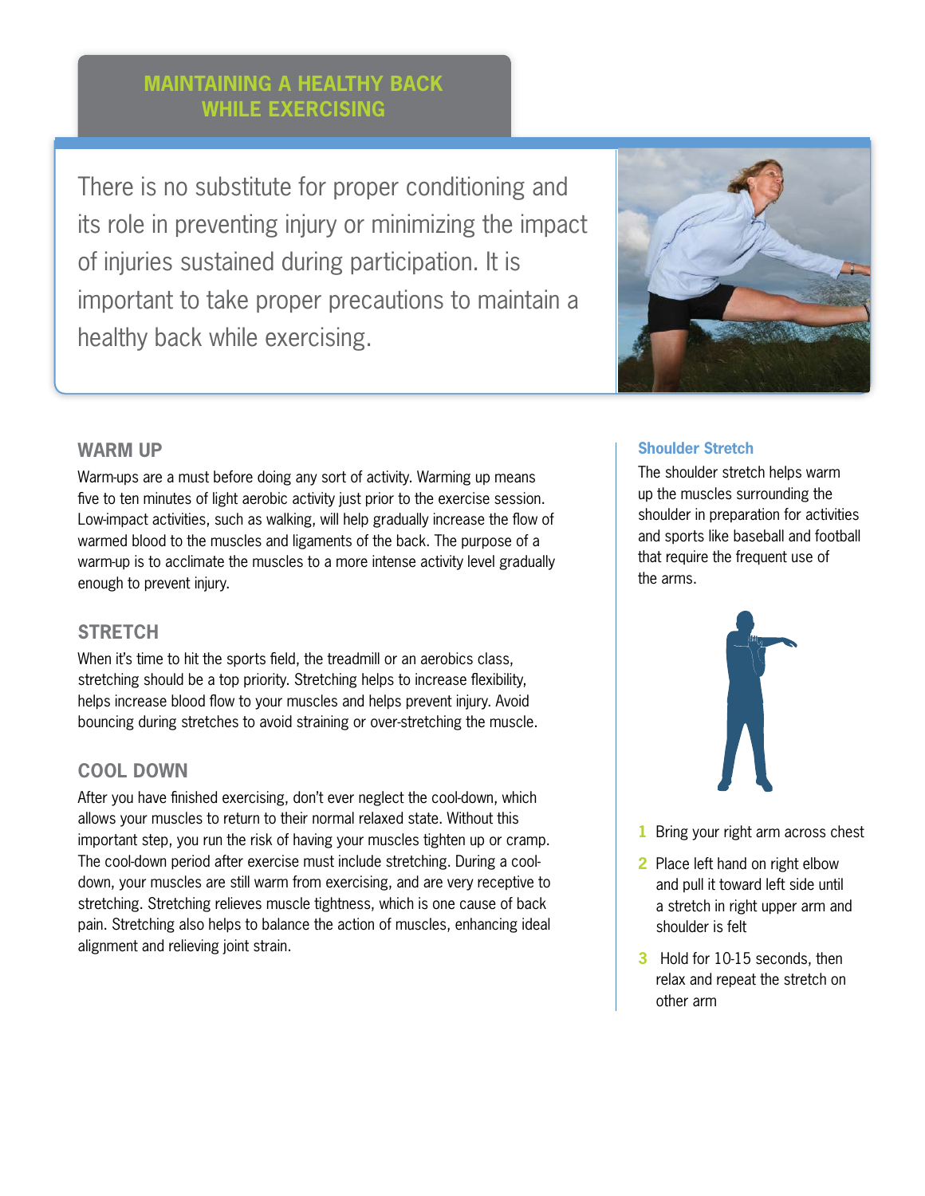# MAINTAINING A HEALTHY BACK WHILE EXERCISING

There is no substitute for proper conditioning and its role in preventing injury or minimizing the impact of injuries sustained during participation. It is important to take proper precautions to maintain a healthy back while exercising.

## WARM UP

Warm-ups are a must before doing any sort of activity. Warming up means five to ten minutes of light aerobic activity just prior to the exercise session. Low-impact activities, such as walking, will help gradually increase the flow of warmed blood to the muscles and ligaments of the back. The purpose of a warm-up is to acclimate the muscles to a more intense activity level gradually enough to prevent injury.

## STRETCH

When it's time to hit the sports field, the treadmill or an aerobics class, stretching should be a top priority. Stretching helps to increase flexibility, helps increase blood flow to your muscles and helps prevent injury. Avoid bouncing during stretches to avoid straining or over-stretching the muscle.

## COOL DOWN

After you have finished exercising, don't ever neglect the cool-down, which allows your muscles to return to their normal relaxed state. Without this important step, you run the risk of having your muscles tighten up or cramp. The cool-down period after exercise must include stretching. During a cool-down, your muscles are still warm from exercising, and are very receptive to stretching. Stretching relieves muscle tightness, which is one cause of back pain. Stretching also helps to balance the action of muscles, enhancing ideal alignment and relieving joint strain.

### Shoulder Stretch

The shoulder stretch helps warm up the muscles surrounding the shoulder in preparation for activities and sports like baseball and football that require the frequent use of the arms.

1. Bring your right arm across chest
2. Place left hand on right elbow and pull it toward left side until a stretch in right upper arm and shoulder is felt
3. Hold for 10-15 seconds, then relax and repeat the stretch on other arm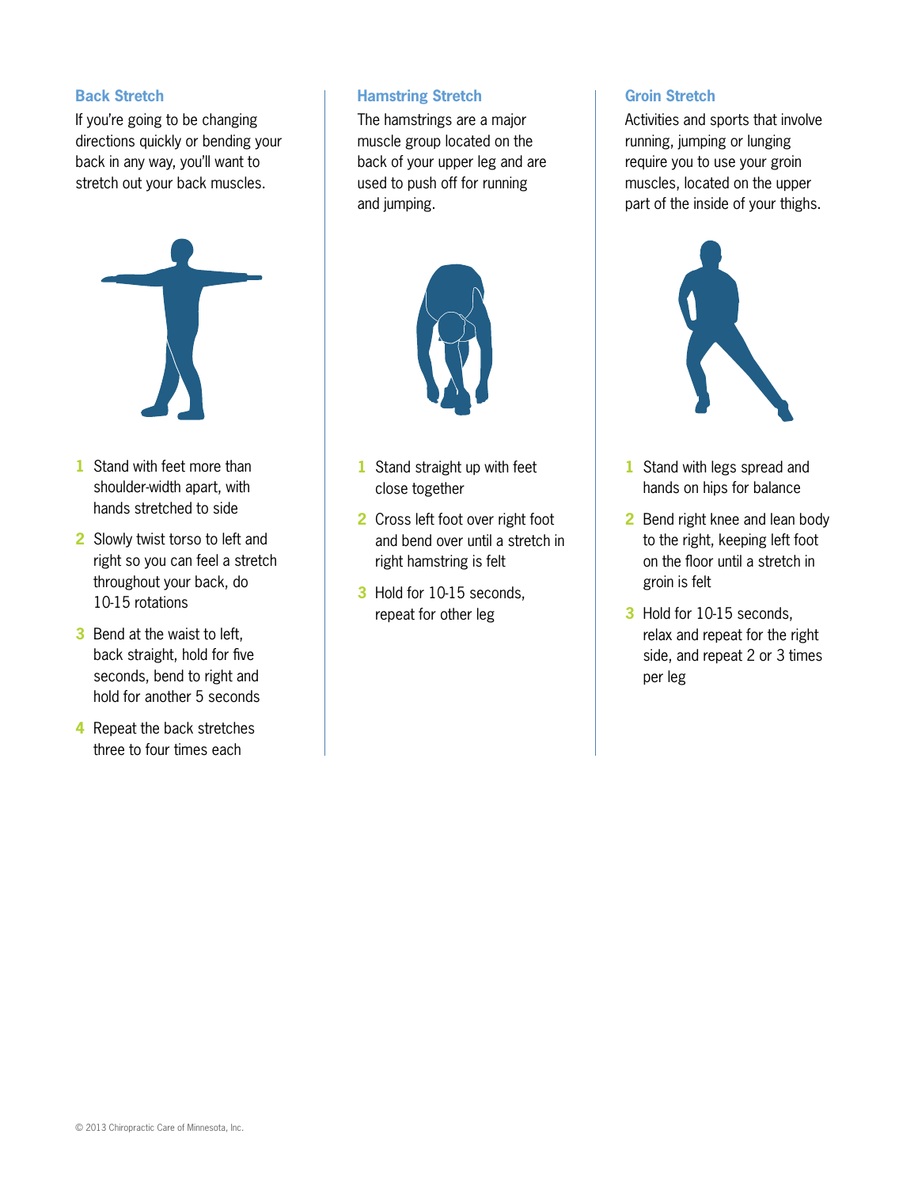## Back Stretch

If you're going to be changing directions quickly or bending your back in any way, you'll want to stretch out your back muscles.

1. Stand with feet more than shoulder-width apart, with hands stretched to side
2. Slowly twist torso to left and right so you can feel a stretch throughout your back, do 10-15 rotations
3. Bend at the waist to left, back straight, hold for five seconds, bend to right and hold for another 5 seconds
4. Repeat the back stretches three to four times each

## Hamstring Stretch

The hamstrings are a major muscle group located on the back of your upper leg and are used to push off for running and jumping.

1. Stand straight up with feet close together
2. Cross left foot over right foot and bend over until a stretch in right hamstring is felt
3. Hold for 10-15 seconds, repeat for other leg

## Groin Stretch

Activities and sports that involve running, jumping or lunging require you to use your groin muscles, located on the upper part of the inside of your thighs.

1. Stand with legs spread and hands on hips for balance
2. Bend right knee and lean body to the right, keeping left foot on the floor until a stretch in groin is felt
3. Hold for 10-15 seconds, relax and repeat for the right side, and repeat 2 or 3 times per leg

© 2013 Chiropractic Care of Minnesota, Inc.